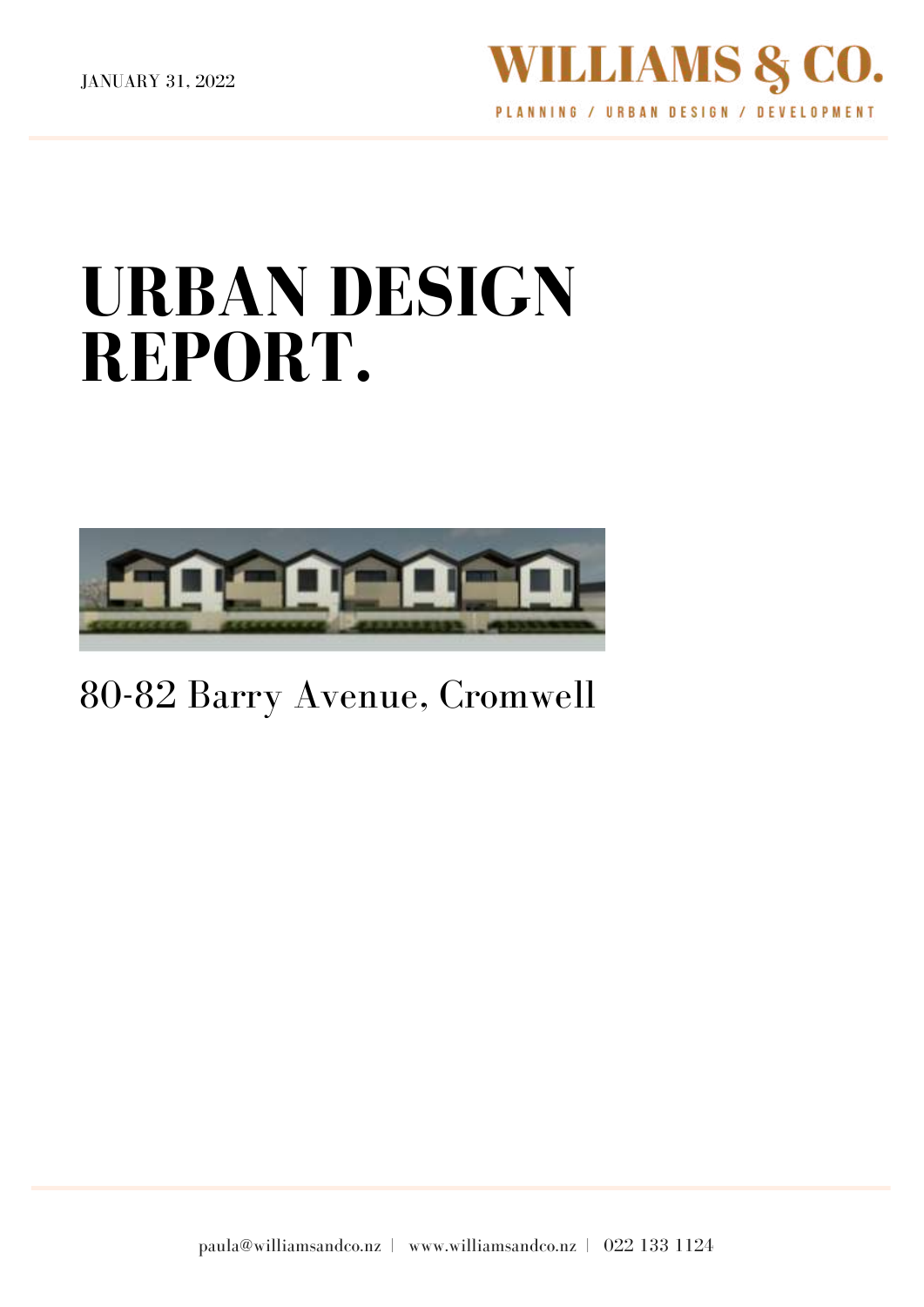JANUARY 31, 2022

WILLIAMS & CO.

PLANNING / URBAN DESIGN / DEVELOPMENT

# URBAN DESIGN REPORT.

80-82 Barry Avenue, Cromwell

paula@williamsandco.nz | www.williamsandco.nz | 022 133 1124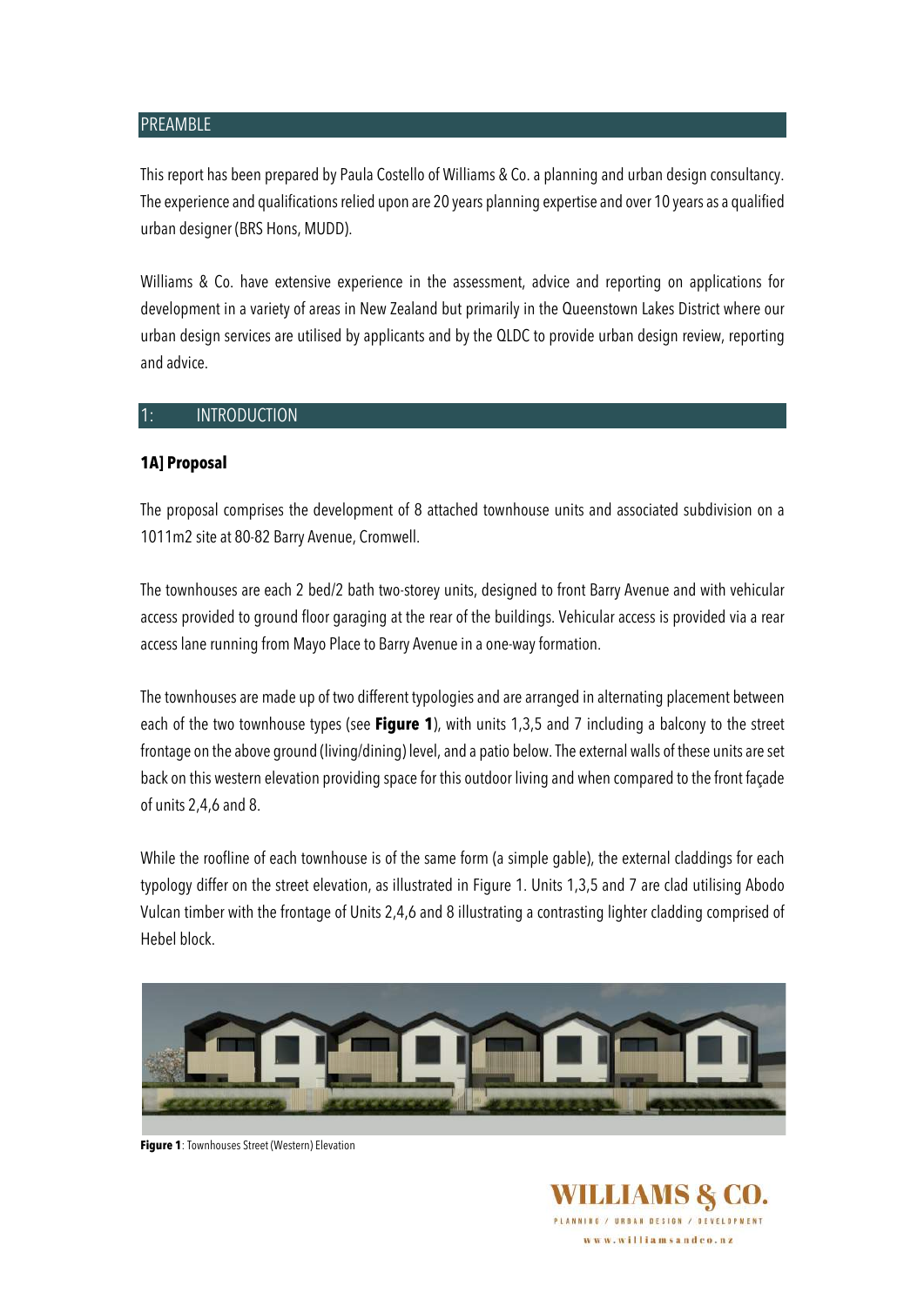## PREAMBLE

This report has been prepared by Paula Costello of Williams & Co. a planning and urban design consultancy. The experience and qualifications relied upon are 20 years planning expertise and over 10 years as a qualified urban designer (BRS Hons, MUDD).

Williams & Co. have extensive experience in the assessment, advice and reporting on applications for development in a variety of areas in New Zealand but primarily in the Queenstown Lakes District where our urban design services are utilised by applicants and by the QLDC to provide urban design review, reporting and advice.

## 1: INTRODUCTION

### 1A] Proposal

The proposal comprises the development of 8 attached townhouse units and associated subdivision on a 1011m2 site at 80-82 Barry Avenue, Cromwell.

The townhouses are each 2 bed/2 bath two-storey units, designed to front Barry Avenue and with vehicular access provided to ground floor garaging at the rear of the buildings. Vehicular access is provided via a rear access lane running from Mayo Place to Barry Avenue in a one-way formation.

The townhouses are made up of two different typologies and are arranged in alternating placement between each of the two townhouse types (see **Figure 1**), with units 1,3,5 and 7 including a balcony to the street frontage on the above ground (living/dining) level, and a patio below. The external walls of these units are set back on this western elevation providing space for this outdoor living and when compared to the front façade of units 2,4,6 and 8.

While the roofline of each townhouse is of the same form (a simple gable), the external claddings for each typology differ on the street elevation, as illustrated in Figure 1. Units 1,3,5 and 7 are clad utilising Abodo Vulcan timber with the frontage of Units 2,4,6 and 8 illustrating a contrasting lighter cladding comprised of Hebel block.

**Figure 1**: Townhouses Street (Western) Elevation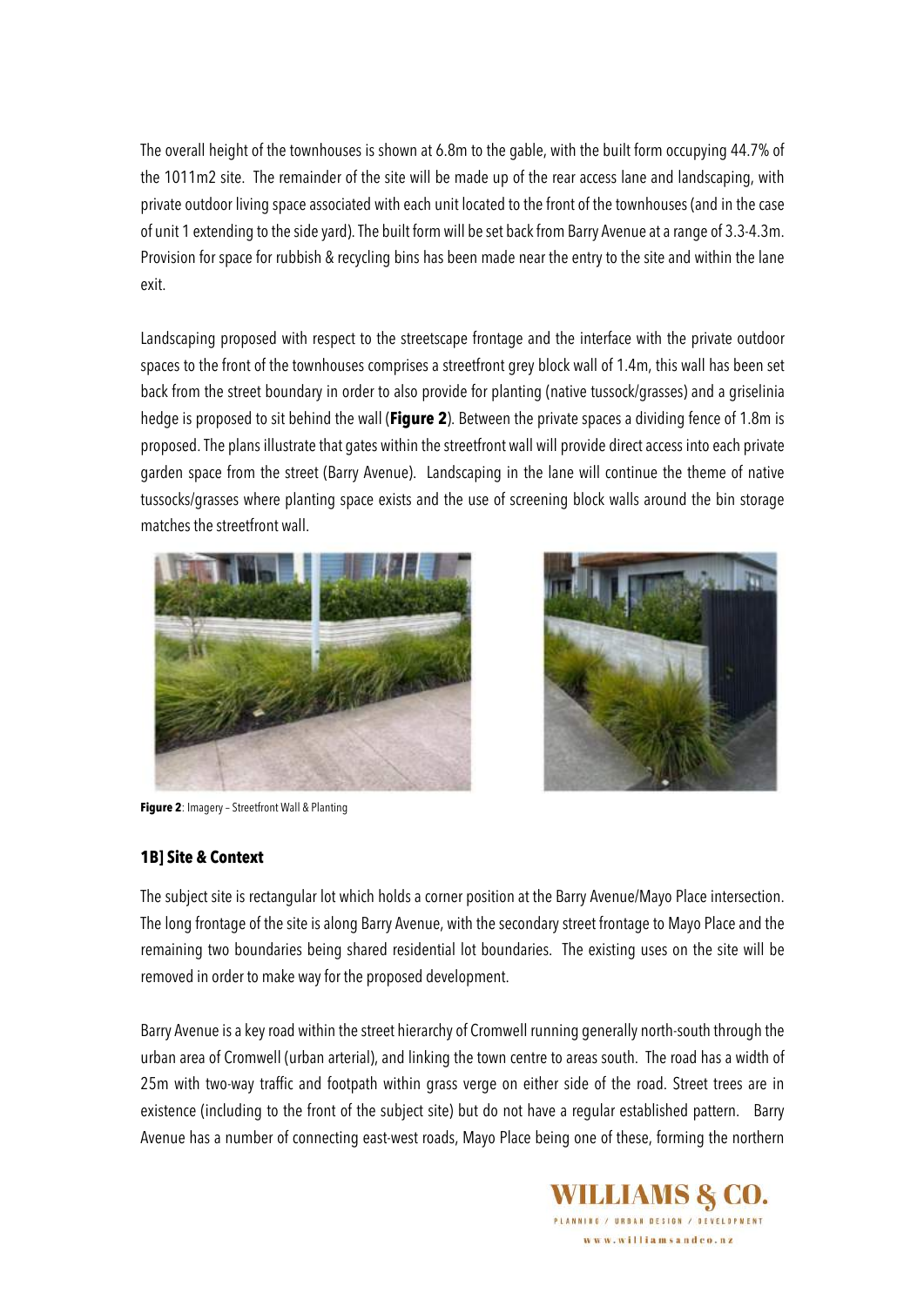The overall height of the townhouses is shown at 6.8m to the gable, with the built form occupying 44.7% of the 1011m2 site. The remainder of the site will be made up of the rear access lane and landscaping, with private outdoor living space associated with each unit located to the front of the townhouses (and in the case of unit 1 extending to the side yard). The built form will be set back from Barry Avenue at a range of 3.3-4.3m. Provision for space for rubbish & recycling bins has been made near the entry to the site and within the lane exit.

Landscaping proposed with respect to the streetscape frontage and the interface with the private outdoor spaces to the front of the townhouses comprises a streetfront grey block wall of 1.4m, this wall has been set back from the street boundary in order to also provide for planting (native tussock/grasses) and a griselinia hedge is proposed to sit behind the wall (**Figure 2**). Between the private spaces a dividing fence of 1.8m is proposed. The plans illustrate that gates within the streetfront wall will provide direct access into each private garden space from the street (Barry Avenue). Landscaping in the lane will continue the theme of native tussocks/grasses where planting space exists and the use of screening block walls around the bin storage matches the streetfront wall.

**Figure 2**: Imagery – Streetfront Wall & Planting

### 1B] Site & Context

The subject site is rectangular lot which holds a corner position at the Barry Avenue/Mayo Place intersection. The long frontage of the site is along Barry Avenue, with the secondary street frontage to Mayo Place and the remaining two boundaries being shared residential lot boundaries. The existing uses on the site will be removed in order to make way for the proposed development.

Barry Avenue is a key road within the street hierarchy of Cromwell running generally north-south through the urban area of Cromwell (urban arterial), and linking the town centre to areas south. The road has a width of 25m with two-way traffic and footpath within grass verge on either side of the road. Street trees are in existence (including to the front of the subject site) but do not have a regular established pattern. Barry Avenue has a number of connecting east-west roads, Mayo Place being one of these, forming the northern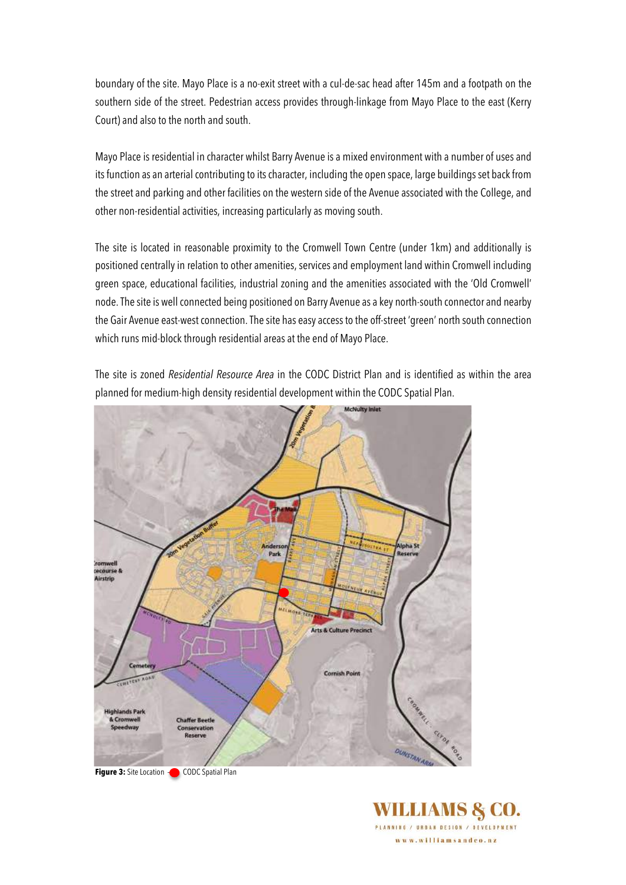boundary of the site. Mayo Place is a no-exit street with a cul-de-sac head after 145m and a footpath on the southern side of the street. Pedestrian access provides through-linkage from Mayo Place to the east (Kerry Court) and also to the north and south.

Mayo Place is residential in character whilst Barry Avenue is a mixed environment with a number of uses and its function as an arterial contributing to its character, including the open space, large buildings set back from the street and parking and other facilities on the western side of the Avenue associated with the College, and other non-residential activities, increasing particularly as moving south.

The site is located in reasonable proximity to the Cromwell Town Centre (under 1km) and additionally is positioned centrally in relation to other amenities, services and employment land within Cromwell including green space, educational facilities, industrial zoning and the amenities associated with the 'Old Cromwell' node. The site is well connected being positioned on Barry Avenue as a key north-south connector and nearby the Gair Avenue east-west connection. The site has easy access to the off-street 'green' north south connection which runs mid-block through residential areas at the end of Mayo Place.

The site is zoned *Residential Resource Area* in the CODC District Plan and is identified as within the area planned for medium-high density residential development within the CODC Spatial Plan.

**Figure 3:** Site Location – CODC Spatial Plan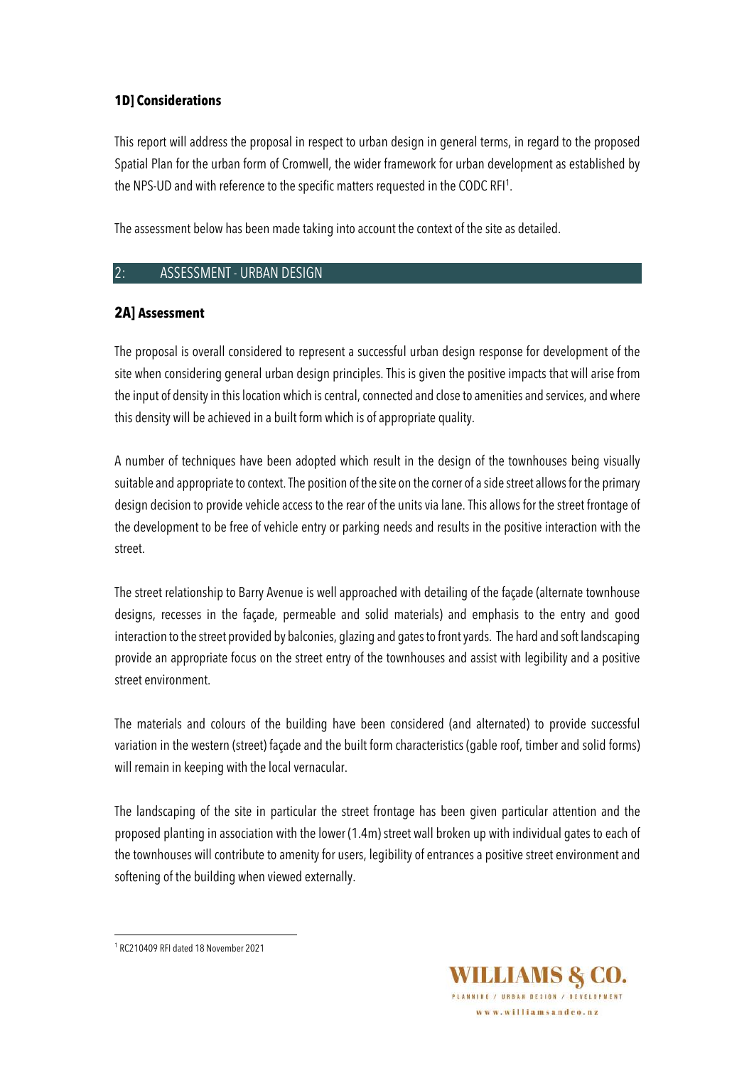### 1D] Considerations

This report will address the proposal in respect to urban design in general terms, in regard to the proposed Spatial Plan for the urban form of Cromwell, the wider framework for urban development as established by the NPS-UD and with reference to the specific matters requested in the CODC RFI[1].

The assessment below has been made taking into account the context of the site as detailed.

## 2: ASSESSMENT - URBAN DESIGN

### 2A] Assessment

The proposal is overall considered to represent a successful urban design response for development of the site when considering general urban design principles. This is given the positive impacts that will arise from the input of density in this location which is central, connected and close to amenities and services, and where this density will be achieved in a built form which is of appropriate quality.

A number of techniques have been adopted which result in the design of the townhouses being visually suitable and appropriate to context. The position of the site on the corner of a side street allows for the primary design decision to provide vehicle access to the rear of the units via lane. This allows for the street frontage of the development to be free of vehicle entry or parking needs and results in the positive interaction with the street.

The street relationship to Barry Avenue is well approached with detailing of the façade (alternate townhouse designs, recesses in the façade, permeable and solid materials) and emphasis to the entry and good interaction to the street provided by balconies, glazing and gates to front yards. The hard and soft landscaping provide an appropriate focus on the street entry of the townhouses and assist with legibility and a positive street environment.

The materials and colours of the building have been considered (and alternated) to provide successful variation in the western (street) façade and the built form characteristics (gable roof, timber and solid forms) will remain in keeping with the local vernacular.

The landscaping of the site in particular the street frontage has been given particular attention and the proposed planting in association with the lower (1.4m) street wall broken up with individual gates to each of the townhouses will contribute to amenity for users, legibility of entrances a positive street environment and softening of the building when viewed externally.

---

[1] RC210409 RFI dated 18 November 2021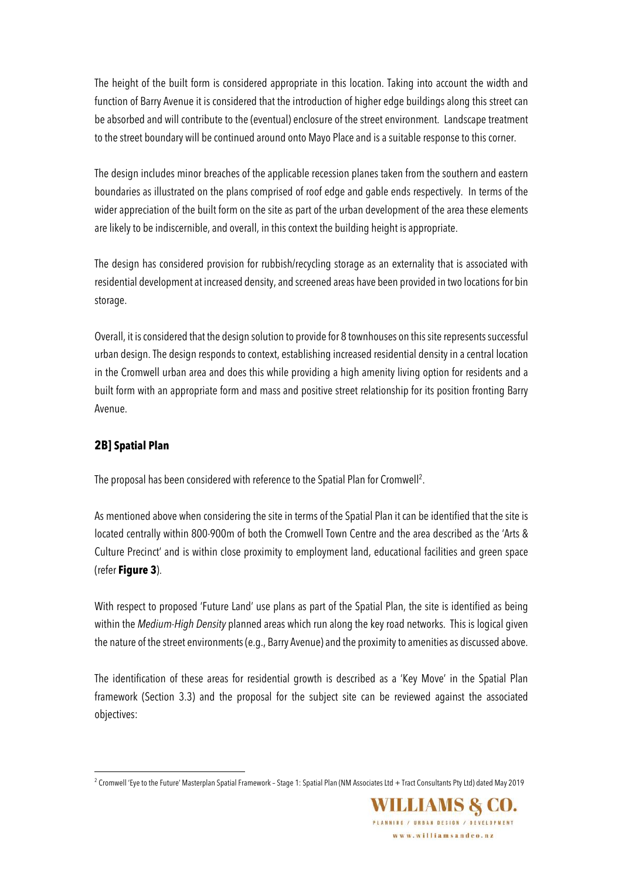The height of the built form is considered appropriate in this location. Taking into account the width and function of Barry Avenue it is considered that the introduction of higher edge buildings along this street can be absorbed and will contribute to the (eventual) enclosure of the street environment. Landscape treatment to the street boundary will be continued around onto Mayo Place and is a suitable response to this corner.

The design includes minor breaches of the applicable recession planes taken from the southern and eastern boundaries as illustrated on the plans comprised of roof edge and gable ends respectively. In terms of the wider appreciation of the built form on the site as part of the urban development of the area these elements are likely to be indiscernible, and overall, in this context the building height is appropriate.

The design has considered provision for rubbish/recycling storage as an externality that is associated with residential development at increased density, and screened areas have been provided in two locations for bin storage.

Overall, it is considered that the design solution to provide for 8 townhouses on this site represents successful urban design. The design responds to context, establishing increased residential density in a central location in the Cromwell urban area and does this while providing a high amenity living option for residents and a built form with an appropriate form and mass and positive street relationship for its position fronting Barry Avenue.

## 2B] Spatial Plan

The proposal has been considered with reference to the Spatial Plan for Cromwell[2].

As mentioned above when considering the site in terms of the Spatial Plan it can be identified that the site is located centrally within 800-900m of both the Cromwell Town Centre and the area described as the 'Arts & Culture Precinct' and is within close proximity to employment land, educational facilities and green space (refer **Figure 3**).

With respect to proposed 'Future Land' use plans as part of the Spatial Plan, the site is identified as being within the *Medium-High Density* planned areas which run along the key road networks. This is logical given the nature of the street environments (e.g., Barry Avenue) and the proximity to amenities as discussed above.

The identification of these areas for residential growth is described as a 'Key Move' in the Spatial Plan framework (Section 3.3) and the proposal for the subject site can be reviewed against the associated objectives:

[2] Cromwell 'Eye to the Future' Masterplan Spatial Framework – Stage 1: Spatial Plan (NM Associates Ltd + Tract Consultants Pty Ltd) dated May 2019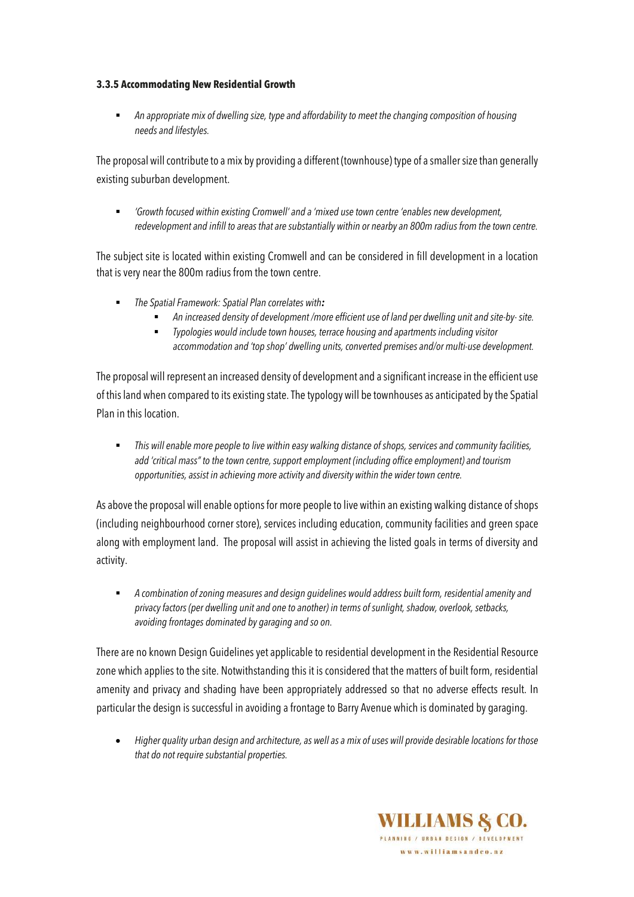**3.3.5 Accommodating New Residential Growth**

- *An appropriate mix of dwelling size, type and affordability to meet the changing composition of housing needs and lifestyles.*

The proposal will contribute to a mix by providing a different (townhouse) type of a smaller size than generally existing suburban development.

- *'Growth focused within existing Cromwell' and a 'mixed use town centre 'enables new development, redevelopment and infill to areas that are substantially within or nearby an 800m radius from the town centre.*

The subject site is located within existing Cromwell and can be considered in fill development in a location that is very near the 800m radius from the town centre.

- *The Spatial Framework: Spatial Plan correlates with:*
  - *An increased density of development /more efficient use of land per dwelling unit and site-by- site.*
  - *Typologies would include town houses, terrace housing and apartments including visitor accommodation and 'top shop' dwelling units, converted premises and/or multi-use development.*

The proposal will represent an increased density of development and a significant increase in the efficient use of this land when compared to its existing state. The typology will be townhouses as anticipated by the Spatial Plan in this location.

- *This will enable more people to live within easy walking distance of shops, services and community facilities, add 'critical mass" to the town centre, support employment (including office employment) and tourism opportunities, assist in achieving more activity and diversity within the wider town centre.*

As above the proposal will enable options for more people to live within an existing walking distance of shops (including neighbourhood corner store), services including education, community facilities and green space along with employment land. The proposal will assist in achieving the listed goals in terms of diversity and activity.

- *A combination of zoning measures and design guidelines would address built form, residential amenity and privacy factors (per dwelling unit and one to another) in terms of sunlight, shadow, overlook, setbacks, avoiding frontages dominated by garaging and so on.*

There are no known Design Guidelines yet applicable to residential development in the Residential Resource zone which applies to the site. Notwithstanding this it is considered that the matters of built form, residential amenity and privacy and shading have been appropriately addressed so that no adverse effects result. In particular the design is successful in avoiding a frontage to Barry Avenue which is dominated by garaging.

- *Higher quality urban design and architecture, as well as a mix of uses will provide desirable locations for those that do not require substantial properties.*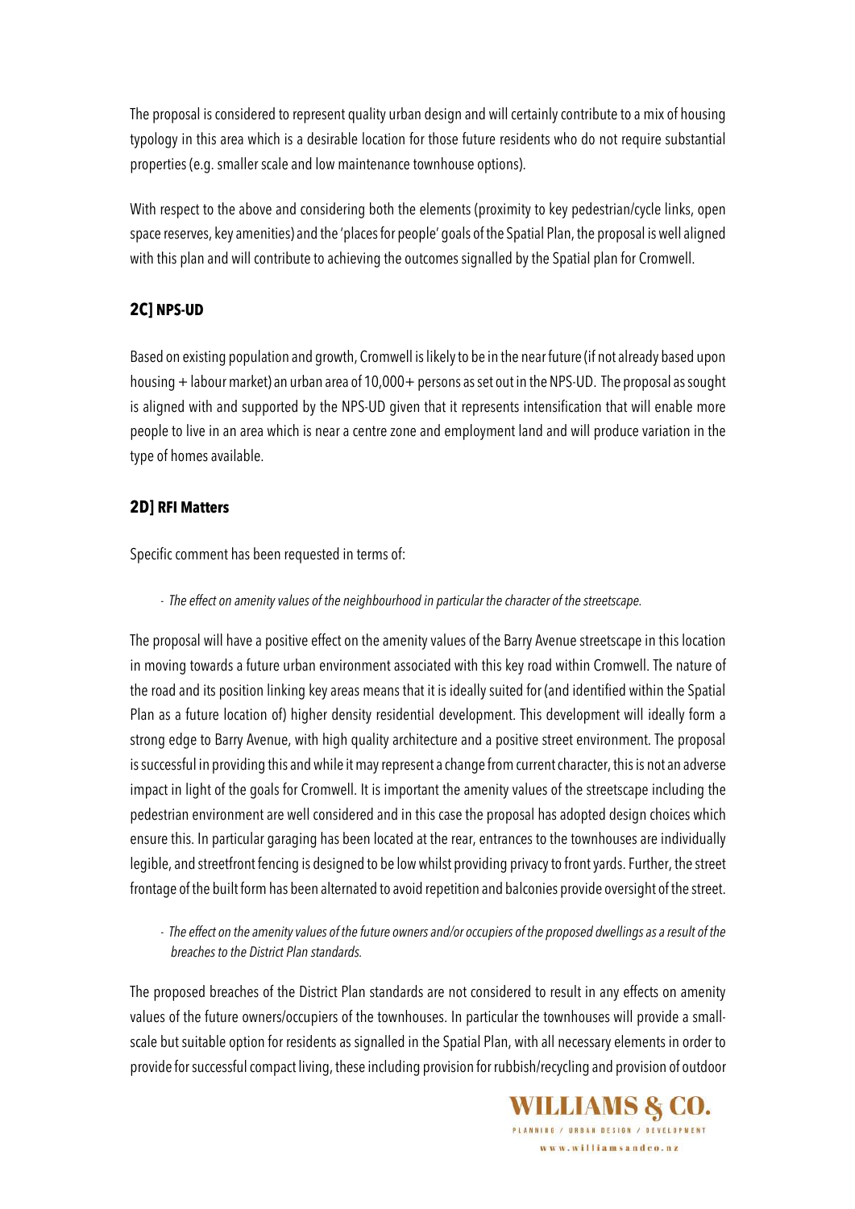The proposal is considered to represent quality urban design and will certainly contribute to a mix of housing typology in this area which is a desirable location for those future residents who do not require substantial properties (e.g. smaller scale and low maintenance townhouse options).

With respect to the above and considering both the elements (proximity to key pedestrian/cycle links, open space reserves, key amenities) and the 'places for people' goals of the Spatial Plan, the proposal is well aligned with this plan and will contribute to achieving the outcomes signalled by the Spatial plan for Cromwell.

### 2C] NPS-UD

Based on existing population and growth, Cromwell is likely to be in the near future (if not already based upon housing + labour market) an urban area of 10,000+ persons as set out in the NPS-UD. The proposal as sought is aligned with and supported by the NPS-UD given that it represents intensification that will enable more people to live in an area which is near a centre zone and employment land and will produce variation in the type of homes available.

### 2D] RFI Matters

Specific comment has been requested in terms of:

- *The effect on amenity values of the neighbourhood in particular the character of the streetscape.*

The proposal will have a positive effect on the amenity values of the Barry Avenue streetscape in this location in moving towards a future urban environment associated with this key road within Cromwell. The nature of the road and its position linking key areas means that it is ideally suited for (and identified within the Spatial Plan as a future location of) higher density residential development. This development will ideally form a strong edge to Barry Avenue, with high quality architecture and a positive street environment. The proposal is successful in providing this and while it may represent a change from current character, this is not an adverse impact in light of the goals for Cromwell. It is important the amenity values of the streetscape including the pedestrian environment are well considered and in this case the proposal has adopted design choices which ensure this. In particular garaging has been located at the rear, entrances to the townhouses are individually legible, and streetfront fencing is designed to be low whilst providing privacy to front yards. Further, the street frontage of the built form has been alternated to avoid repetition and balconies provide oversight of the street.

- *The effect on the amenity values of the future owners and/or occupiers of the proposed dwellings as a result of the breaches to the District Plan standards.*

The proposed breaches of the District Plan standards are not considered to result in any effects on amenity values of the future owners/occupiers of the townhouses. In particular the townhouses will provide a small-scale but suitable option for residents as signalled in the Spatial Plan, with all necessary elements in order to provide for successful compact living, these including provision for rubbish/recycling and provision of outdoor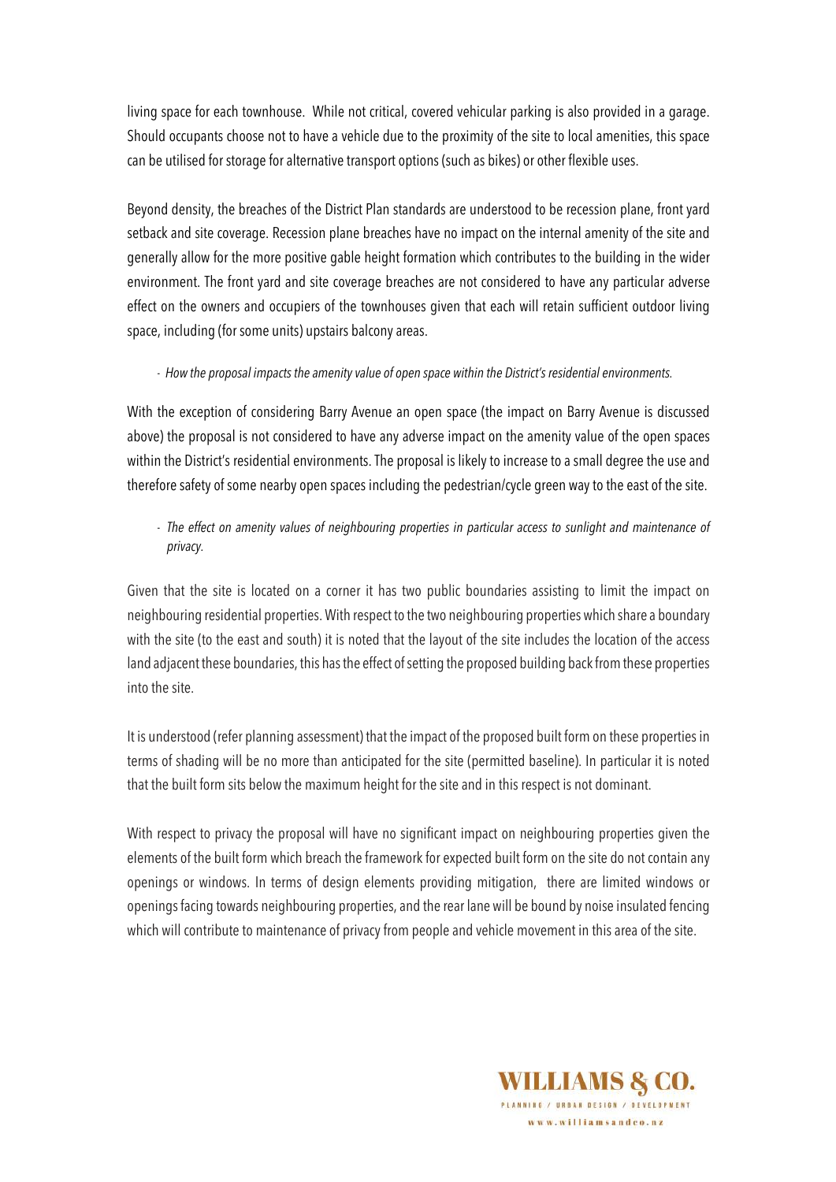living space for each townhouse. While not critical, covered vehicular parking is also provided in a garage. Should occupants choose not to have a vehicle due to the proximity of the site to local amenities, this space can be utilised for storage for alternative transport options (such as bikes) or other flexible uses.

Beyond density, the breaches of the District Plan standards are understood to be recession plane, front yard setback and site coverage. Recession plane breaches have no impact on the internal amenity of the site and generally allow for the more positive gable height formation which contributes to the building in the wider environment. The front yard and site coverage breaches are not considered to have any particular adverse effect on the owners and occupiers of the townhouses given that each will retain sufficient outdoor living space, including (for some units) upstairs balcony areas.

- *How the proposal impacts the amenity value of open space within the District's residential environments.*

With the exception of considering Barry Avenue an open space (the impact on Barry Avenue is discussed above) the proposal is not considered to have any adverse impact on the amenity value of the open spaces within the District's residential environments. The proposal is likely to increase to a small degree the use and therefore safety of some nearby open spaces including the pedestrian/cycle green way to the east of the site.

- *The effect on amenity values of neighbouring properties in particular access to sunlight and maintenance of privacy.*

Given that the site is located on a corner it has two public boundaries assisting to limit the impact on neighbouring residential properties. With respect to the two neighbouring properties which share a boundary with the site (to the east and south) it is noted that the layout of the site includes the location of the access land adjacent these boundaries, this has the effect of setting the proposed building back from these properties into the site.

It is understood (refer planning assessment) that the impact of the proposed built form on these properties in terms of shading will be no more than anticipated for the site (permitted baseline). In particular it is noted that the built form sits below the maximum height for the site and in this respect is not dominant.

With respect to privacy the proposal will have no significant impact on neighbouring properties given the elements of the built form which breach the framework for expected built form on the site do not contain any openings or windows. In terms of design elements providing mitigation, there are limited windows or openings facing towards neighbouring properties, and the rear lane will be bound by noise insulated fencing which will contribute to maintenance of privacy from people and vehicle movement in this area of the site.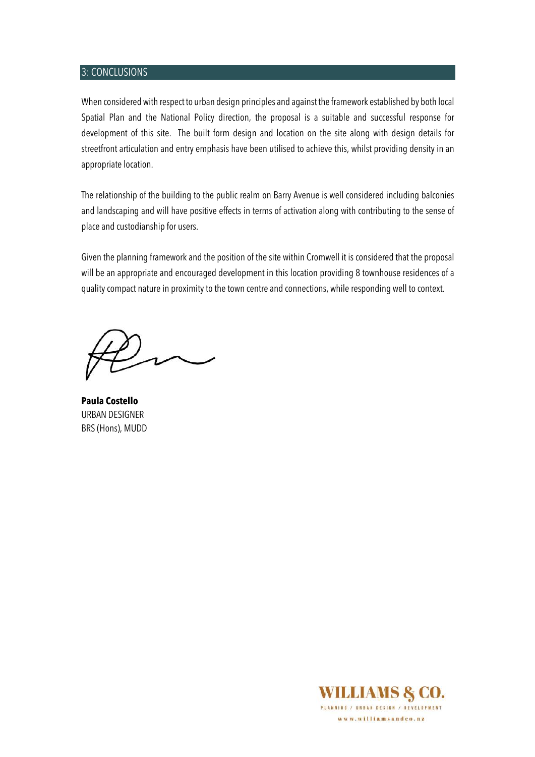## 3: CONCLUSIONS

When considered with respect to urban design principles and against the framework established by both local Spatial Plan and the National Policy direction, the proposal is a suitable and successful response for development of this site. The built form design and location on the site along with design details for streetfront articulation and entry emphasis have been utilised to achieve this, whilst providing density in an appropriate location.

The relationship of the building to the public realm on Barry Avenue is well considered including balconies and landscaping and will have positive effects in terms of activation along with contributing to the sense of place and custodianship for users.

Given the planning framework and the position of the site within Cromwell it is considered that the proposal will be an appropriate and encouraged development in this location providing 8 townhouse residences of a quality compact nature in proximity to the town centre and connections, while responding well to context.

**Paula Costello**
URBAN DESIGNER
BRS (Hons), MUDD